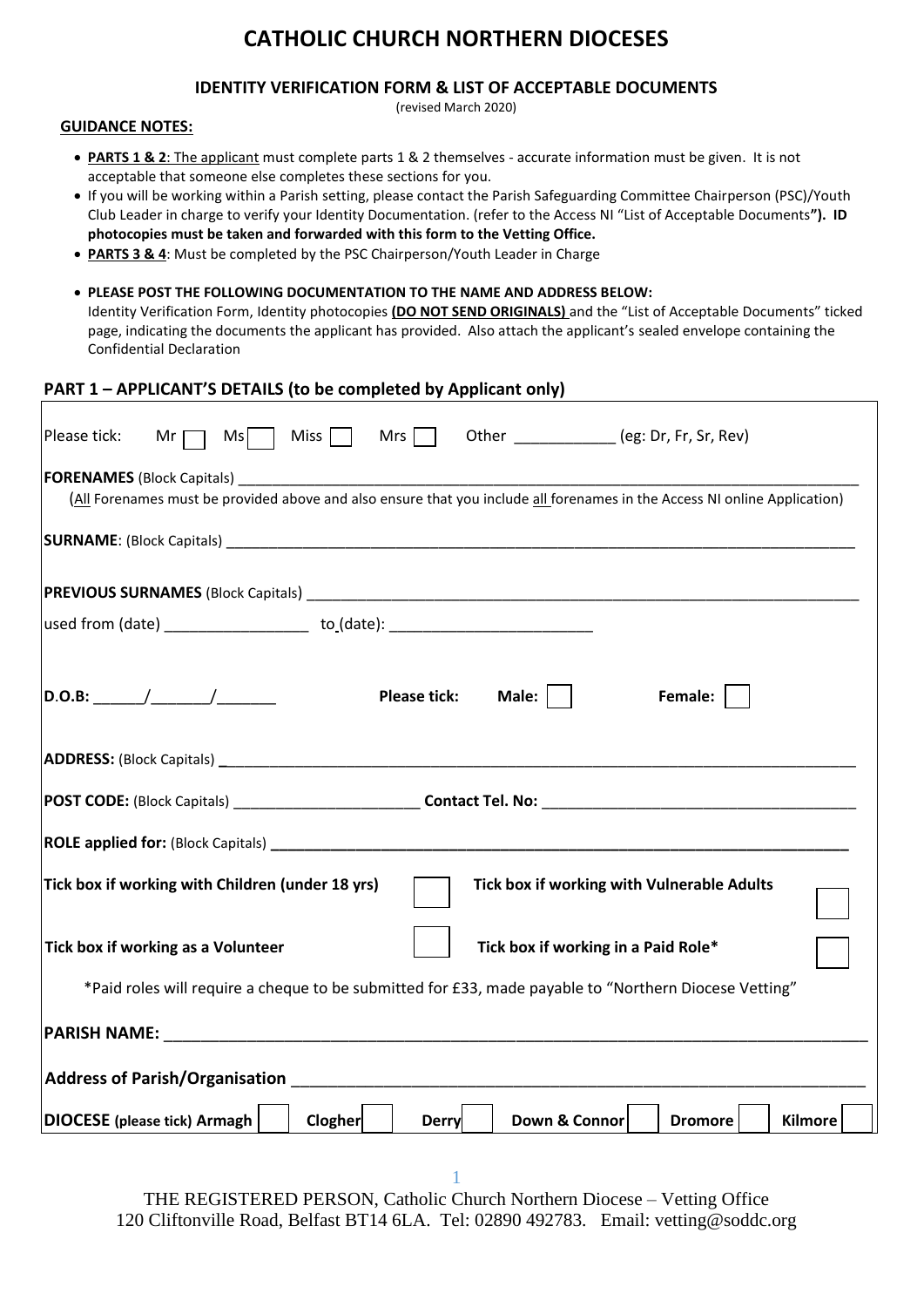# CATHOLIC CHURCH NORTHERN DIOCESES

### IDENTITY VERIFICATION FORM & LIST OF ACCEPTABLE DOCUMENTS

(revised March 2020)

**GUIDANCE NOTES:**

- **PARTS 1 & 2**: The applicant must complete parts 1 & 2 themselves - accurate information must be given. It is not acceptable that someone else completes these sections for you.
- If you will be working within a Parish setting, please contact the Parish Safeguarding Committee Chairperson (PSC)/Youth Club Leader in charge to verify your Identity Documentation. (refer to the Access NI "List of Acceptable Documents**"). ID photocopies must be taken and forwarded with this form to the Vetting Office.**
- **PARTS 3 & 4**: Must be completed by the PSC Chairperson/Youth Leader in Charge
- **PLEASE POST THE FOLLOWING DOCUMENTATION TO THE NAME AND ADDRESS BELOW:** Identity Verification Form, Identity photocopies **(DO NOT SEND ORIGINALS)** and the "List of Acceptable Documents" ticked page, indicating the documents the applicant has provided. Also attach the applicant's sealed envelope containing the Confidential Declaration

## PART 1 – APPLICANT'S DETAILS (to be completed by Applicant only)

Please tick: Mr ☐ Ms ☐ Miss ☐ Mrs ☐ Other ____________ (eg: Dr, Fr, Sr, Rev)

**FORENAMES** (Block Capitals) ____________________________________________

(All Forenames must be provided above and also ensure that you include all forenames in the Access NI online Application)

**SURNAME**: (Block Capitals) ____________________________________________

**PREVIOUS SURNAMES** (Block Capitals) ____________________________________________

used from (date) _________________ to (date): ________________________

**D.O.B:** ______/_______/_______ **Please tick: Male:** ☐ **Female:** ☐

**ADDRESS:** (Block Capitals) ____________________________________________

**POST CODE:** (Block Capitals) ______________________ **Contact Tel. No:** ______________________

**ROLE applied for:** (Block Capitals) ____________________________________________

**Tick box if working with Children (under 18 yrs)** ☐ **Tick box if working with Vulnerable Adults** ☐

**Tick box if working as a Volunteer** ☐ **Tick box if working in a Paid Role*** ☐

*Paid roles will require a cheque to be submitted for £33, made payable to "Northern Diocese Vetting"

**PARISH NAME:** ____________________________________________

**Address of Parish/Organisation** ____________________________________________

**DIOCESE (please tick) Armagh** ☐ **Clogher** ☐ **Derry** ☐ **Down & Connor** ☐ **Dromore** ☐ **Kilmore** ☐

THE REGISTERED PERSON, Catholic Church Northern Diocese – Vetting Office
120 Cliftonville Road, Belfast BT14 6LA. Tel: 02890 492783. Email: vetting@soddc.org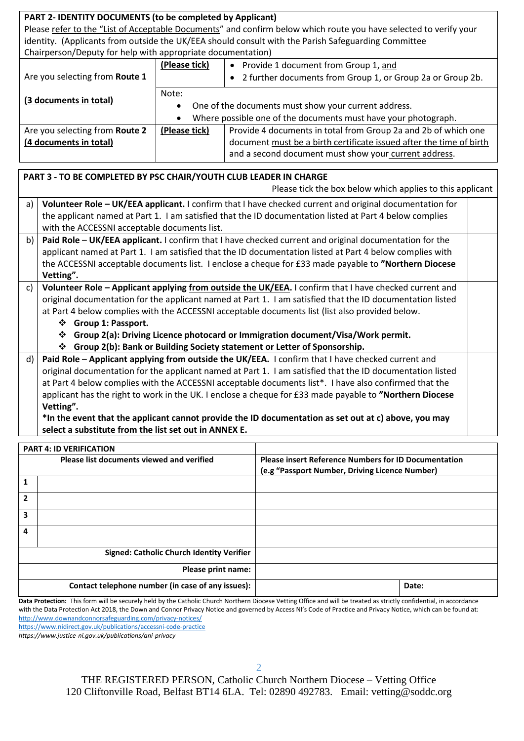**PART 2- IDENTITY DOCUMENTS (to be completed by Applicant)**

Please refer to the "List of Acceptable Documents" and confirm below which route you have selected to verify your identity. (Applicants from outside the UK/EEA should consult with the Parish Safeguarding Committee Chairperson/Deputy for help with appropriate documentation)

| | | |
|---|---|---|
| Are you selecting from **Route 1** **(3 documents in total)** | **(Please tick)** | • Provide 1 document from Group 1, and<br>• 2 further documents from Group 1, or Group 2a or Group 2b. |
| | Note:<br>• One of the documents must show your current address.<br>• Where possible one of the documents must have your photograph. | |
| Are you selecting from **Route 2** **(4 documents in total)** | **(Please tick)** | Provide 4 documents in total from Group 2a and 2b of which one document must be a birth certificate issued after the time of birth and a second document must show your current address. |

**PART 3 - TO BE COMPLETED BY PSC CHAIR/YOUTH CLUB LEADER IN CHARGE**

Please tick the box below which applies to this applicant

| | | |
|---|---|---|
| a) | **Volunteer Role – UK/EEA applicant.** I confirm that I have checked current and original documentation for the applicant named at Part 1. I am satisfied that the ID documentation listed at Part 4 below complies with the ACCESSNI acceptable documents list. | |
| b) | **Paid Role – UK/EEA applicant.** I confirm that I have checked current and original documentation for the applicant named at Part 1. I am satisfied that the ID documentation listed at Part 4 below complies with the ACCESSNI acceptable documents list. I enclose a cheque for £33 made payable to **"Northern Diocese Vetting".** | |
| c) | **Volunteer Role – Applicant applying from outside the UK/EEA.** I confirm that I have checked current and original documentation for the applicant named at Part 1. I am satisfied that the ID documentation listed at Part 4 below complies with the ACCESSNI acceptable documents list (list also provided below.<br>❖ **Group 1: Passport.**<br>❖ **Group 2(a): Driving Licence photocard or Immigration document/Visa/Work permit.**<br>❖ **Group 2(b): Bank or Building Society statement or Letter of Sponsorship.** | |
| d) | **Paid Role – Applicant applying from outside the UK/EEA.** I confirm that I have checked current and original documentation for the applicant named at Part 1. I am satisfied that the ID documentation listed at Part 4 below complies with the ACCESSNI acceptable documents list*. I have also confirmed that the applicant has the right to work in the UK. I enclose a cheque for £33 made payable to **"Northern Diocese Vetting".**<br>***In the event that the applicant cannot provide the ID documentation as set out at c) above, you may select a substitute from the list set out in ANNEX E.** | |

| **PART 4: ID VERIFICATION** | | | |
|---|---|---|---|
| | **Please list documents viewed and verified** | **Please insert Reference Numbers for ID Documentation (e.g "Passport Number, Driving Licence Number)** | |
| **1** | | | |
| **2** | | | |
| **3** | | | |
| **4** | | | |
| | **Signed: Catholic Church Identity Verifier** | | |
| | **Please print name:** | | |
| | **Contact telephone number (in case of any issues):** | | **Date:** |

**Data Protection:** This form will be securely held by the Catholic Church Northern Diocese Vetting Office and will be treated as strictly confidential, in accordance with the Data Protection Act 2018, the Down and Connor Privacy Notice and governed by Access NI's Code of Practice and Privacy Notice, which can be found at:
http://www.downandconnorsafeguarding.com/privacy-notices/
https://www.nidirect.gov.uk/publications/accessni-code-practice
*https://www.justice-ni.gov.uk/publications/ani-privacy*

THE REGISTERED PERSON, Catholic Church Northern Diocese – Vetting Office
120 Cliftonville Road, Belfast BT14 6LA. Tel: 02890 492783. Email: vetting@soddc.org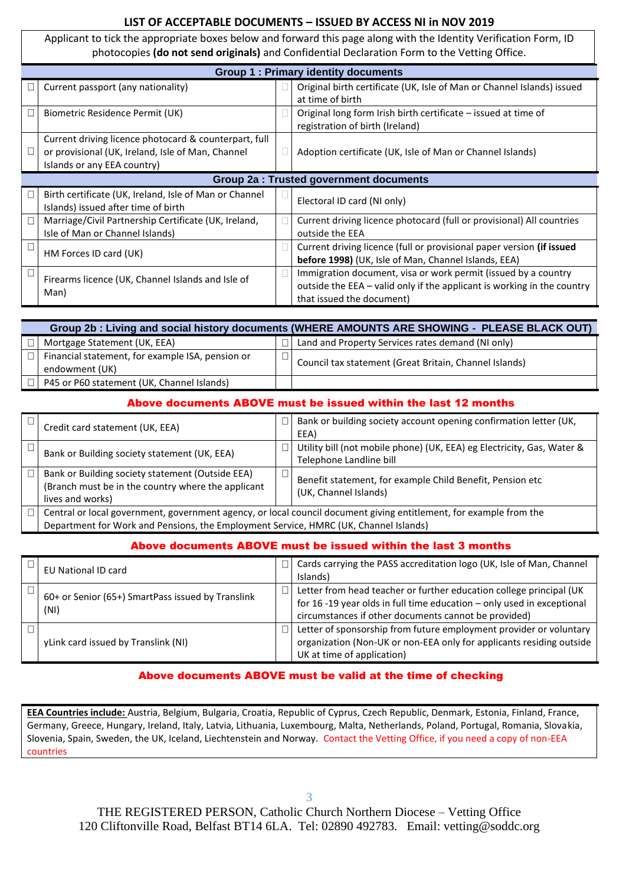## LIST OF ACCEPTABLE DOCUMENTS – ISSUED BY ACCESS NI in NOV 2019

Applicant to tick the appropriate boxes below and forward this page along with the Identity Verification Form, ID photocopies **(do not send originals)** and Confidential Declaration Form to the Vetting Office.

| | Group 1 : Primary identity documents | | |
|---|---|---|---|
| ☐ | Current passport (any nationality) | ☐ | Original birth certificate (UK, Isle of Man or Channel Islands) issued at time of birth |
| ☐ | Biometric Residence Permit (UK) | ☐ | Original long form Irish birth certificate – issued at time of registration of birth (Ireland) |
| ☐ | Current driving licence photocard & counterpart, full or provisional (UK, Ireland, Isle of Man, Channel Islands or any EEA country) | ☐ | Adoption certificate (UK, Isle of Man or Channel Islands) |
| | **Group 2a : Trusted government documents** | | |
| ☐ | Birth certificate (UK, Ireland, Isle of Man or Channel Islands) issued after time of birth | ☐ | Electoral ID card (NI only) |
| ☐ | Marriage/Civil Partnership Certificate (UK, Ireland, Isle of Man or Channel Islands) | ☐ | Current driving licence photocard (full or provisional) All countries outside the EEA |
| ☐ | HM Forces ID card (UK) | ☐ | Current driving licence (full or provisional paper version **(if issued before 1998)** (UK, Isle of Man, Channel Islands, EEA) |
| ☐ | Firearms licence (UK, Channel Islands and Isle of Man) | ☐ | Immigration document, visa or work permit (issued by a country outside the EEA – valid only if the applicant is working in the country that issued the document) |

| | Group 2b : Living and social history documents (WHERE AMOUNTS ARE SHOWING - PLEASE BLACK OUT) | | |
|---|---|---|---|
| ☐ | Mortgage Statement (UK, EEA) | ☐ | Land and Property Services rates demand (NI only) |
| ☐ | Financial statement, for example ISA, pension or endowment (UK) | ☐ | Council tax statement (Great Britain, Channel Islands) |
| ☐ | P45 or P60 statement (UK, Channel Islands) | | |

**Above documents ABOVE must be issued within the last 12 months**

| | | | |
|---|---|---|---|
| ☐ | Credit card statement (UK, EEA) | ☐ | Bank or building society account opening confirmation letter (UK, EEA) |
| ☐ | Bank or Building society statement (UK, EEA) | ☐ | Utility bill (not mobile phone) (UK, EEA) eg Electricity, Gas, Water & Telephone Landline bill |
| ☐ | Bank or Building society statement (Outside EEA) (Branch must be in the country where the applicant lives and works) | ☐ | Benefit statement, for example Child Benefit, Pension etc (UK, Channel Islands) |
| ☐ | Central or local government, government agency, or local council document giving entitlement, for example from the Department for Work and Pensions, the Employment Service, HMRC (UK, Channel Islands) | | |

**Above documents ABOVE must be issued within the last 3 months**

| | | | |
|---|---|---|---|
| ☐ | EU National ID card | ☐ | Cards carrying the PASS accreditation logo (UK, Isle of Man, Channel Islands) |
| ☐ | 60+ or Senior (65+) SmartPass issued by Translink (NI) | ☐ | Letter from head teacher or further education college principal (UK for 16 -19 year olds in full time education – only used in exceptional circumstances if other documents cannot be provided) |
| ☐ | yLink card issued by Translink (NI) | ☐ | Letter of sponsorship from future employment provider or voluntary organization (Non-UK or non-EEA only for applicants residing outside UK at time of application) |

**Above documents ABOVE must be valid at the time of checking**

**EEA Countries include:** Austria, Belgium, Bulgaria, Croatia, Republic of Cyprus, Czech Republic, Denmark, Estonia, Finland, France, Germany, Greece, Hungary, Ireland, Italy, Latvia, Lithuania, Luxembourg, Malta, Netherlands, Poland, Portugal, Romania, Slovakia, Slovenia, Spain, Sweden, the UK, Iceland, Liechtenstein and Norway. Contact the Vetting Office, if you need a copy of non-EEA countries

THE REGISTERED PERSON, Catholic Church Northern Diocese – Vetting Office
120 Cliftonville Road, Belfast BT14 6LA. Tel: 02890 492783. Email: vetting@soddc.org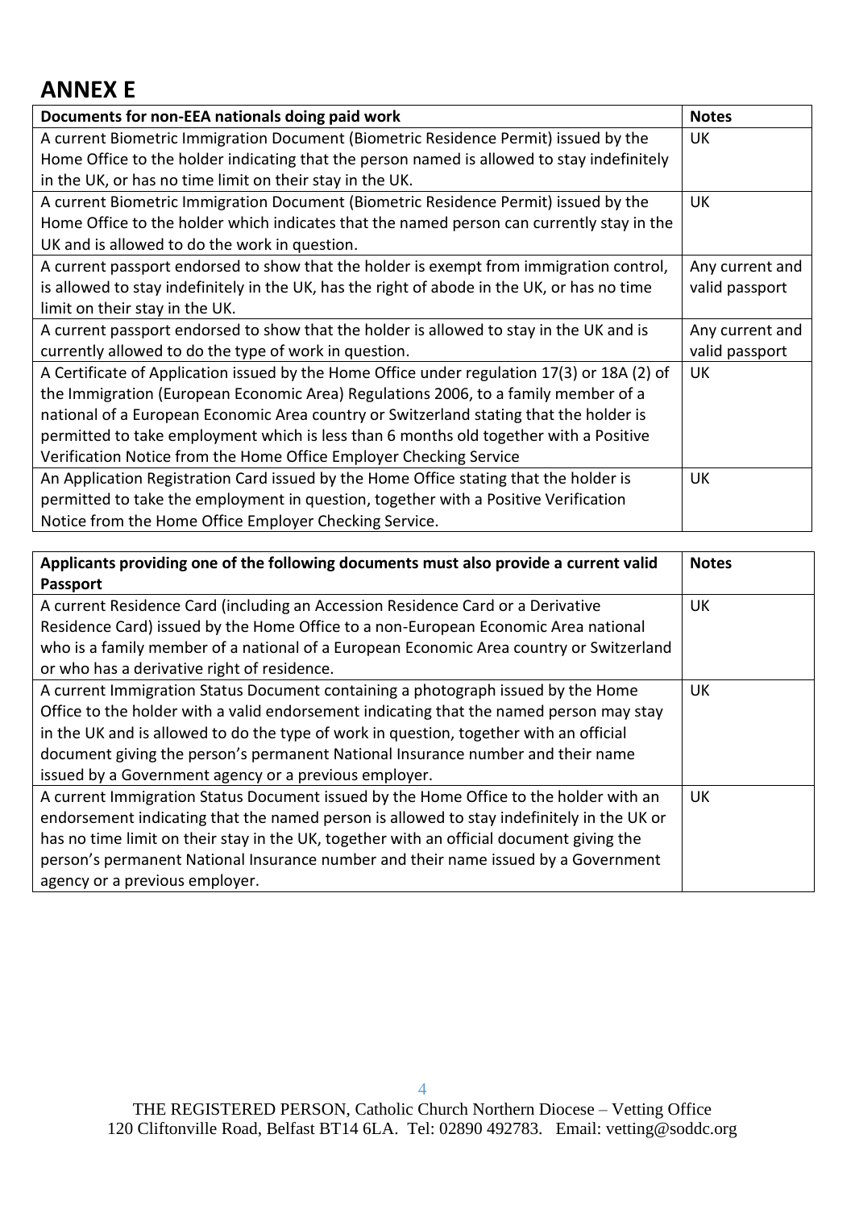## ANNEX E

| Documents for non-EEA nationals doing paid work | Notes |
| --- | --- |
| A current Biometric Immigration Document (Biometric Residence Permit) issued by the Home Office to the holder indicating that the person named is allowed to stay indefinitely in the UK, or has no time limit on their stay in the UK. | UK |
| A current Biometric Immigration Document (Biometric Residence Permit) issued by the Home Office to the holder which indicates that the named person can currently stay in the UK and is allowed to do the work in question. | UK |
| A current passport endorsed to show that the holder is exempt from immigration control, is allowed to stay indefinitely in the UK, has the right of abode in the UK, or has no time limit on their stay in the UK. | Any current and valid passport |
| A current passport endorsed to show that the holder is allowed to stay in the UK and is currently allowed to do the type of work in question. | Any current and valid passport |
| A Certificate of Application issued by the Home Office under regulation 17(3) or 18A (2) of the Immigration (European Economic Area) Regulations 2006, to a family member of a national of a European Economic Area country or Switzerland stating that the holder is permitted to take employment which is less than 6 months old together with a Positive Verification Notice from the Home Office Employer Checking Service | UK |
| An Application Registration Card issued by the Home Office stating that the holder is permitted to take the employment in question, together with a Positive Verification Notice from the Home Office Employer Checking Service. | UK |

| Applicants providing one of the following documents must also provide a current valid Passport | Notes |
| --- | --- |
| A current Residence Card (including an Accession Residence Card or a Derivative Residence Card) issued by the Home Office to a non-European Economic Area national who is a family member of a national of a European Economic Area country or Switzerland or who has a derivative right of residence. | UK |
| A current Immigration Status Document containing a photograph issued by the Home Office to the holder with a valid endorsement indicating that the named person may stay in the UK and is allowed to do the type of work in question, together with an official document giving the person's permanent National Insurance number and their name issued by a Government agency or a previous employer. | UK |
| A current Immigration Status Document issued by the Home Office to the holder with an endorsement indicating that the named person is allowed to stay indefinitely in the UK or has no time limit on their stay in the UK, together with an official document giving the person's permanent National Insurance number and their name issued by a Government agency or a previous employer. | UK |